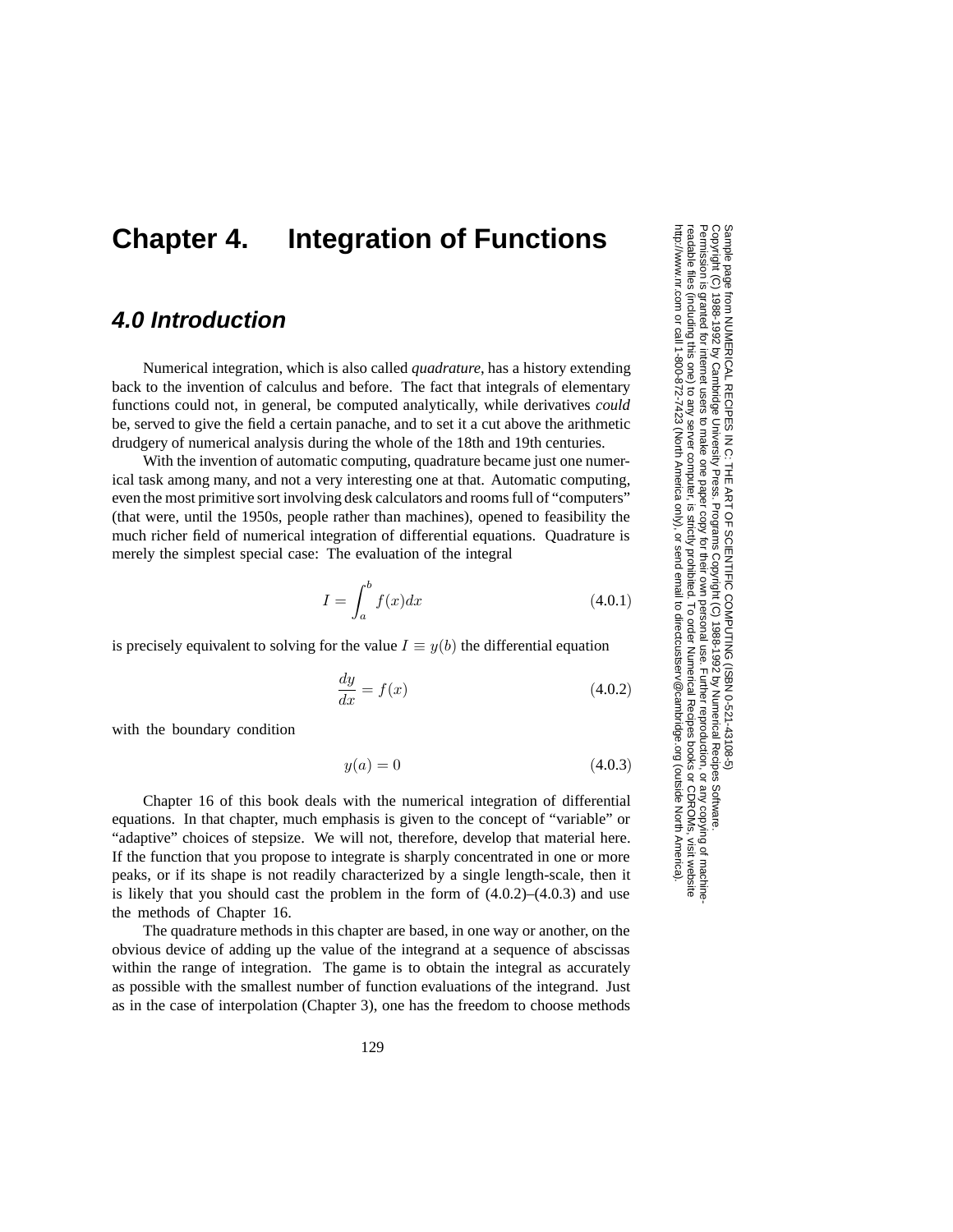# Chapter 4. Integration of Functions

## 4.0 Introduction

Numerical integration, which is also called *quadrature*, has a history extending back to the invention of calculus and before. The fact that integrals of elementary functions could not, in general, be computed analytically, while derivatives *could* be, served to give the field a certain panache, and to set it a cut above the arithmetic drudgery of numerical analysis during the whole of the 18th and 19th centuries.

With the invention of automatic computing, quadrature became just one numerical task among many, and not a very interesting one at that. Automatic computing, even the most primitive sort involving desk calculators and rooms full of "computers" (that were, until the 1950s, people rather than machines), opened to feasibility the much richer field of numerical integration of differential equations. Quadrature is merely the simplest special case: The evaluation of the integral

$$I = \int_a^b f(x)dx \tag{4.0.1}$$

is precisely equivalent to solving for the value $I \equiv y(b)$ the differential equation

$$\frac{dy}{dx} = f(x) \tag{4.0.2}$$

with the boundary condition

$$y(a) = 0 \tag{4.0.3}$$

Chapter 16 of this book deals with the numerical integration of differential equations. In that chapter, much emphasis is given to the concept of "variable" or "adaptive" choices of stepsize. We will not, therefore, develop that material here. If the function that you propose to integrate is sharply concentrated in one or more peaks, or if its shape is not readily characterized by a single length-scale, then it is likely that you should cast the problem in the form of (4.0.2)–(4.0.3) and use the methods of Chapter 16.

The quadrature methods in this chapter are based, in one way or another, on the obvious device of adding up the value of the integrand at a sequence of abscissas within the range of integration. The game is to obtain the integral as accurately as possible with the smallest number of function evaluations of the integrand. Just as in the case of interpolation (Chapter 3), one has the freedom to choose methods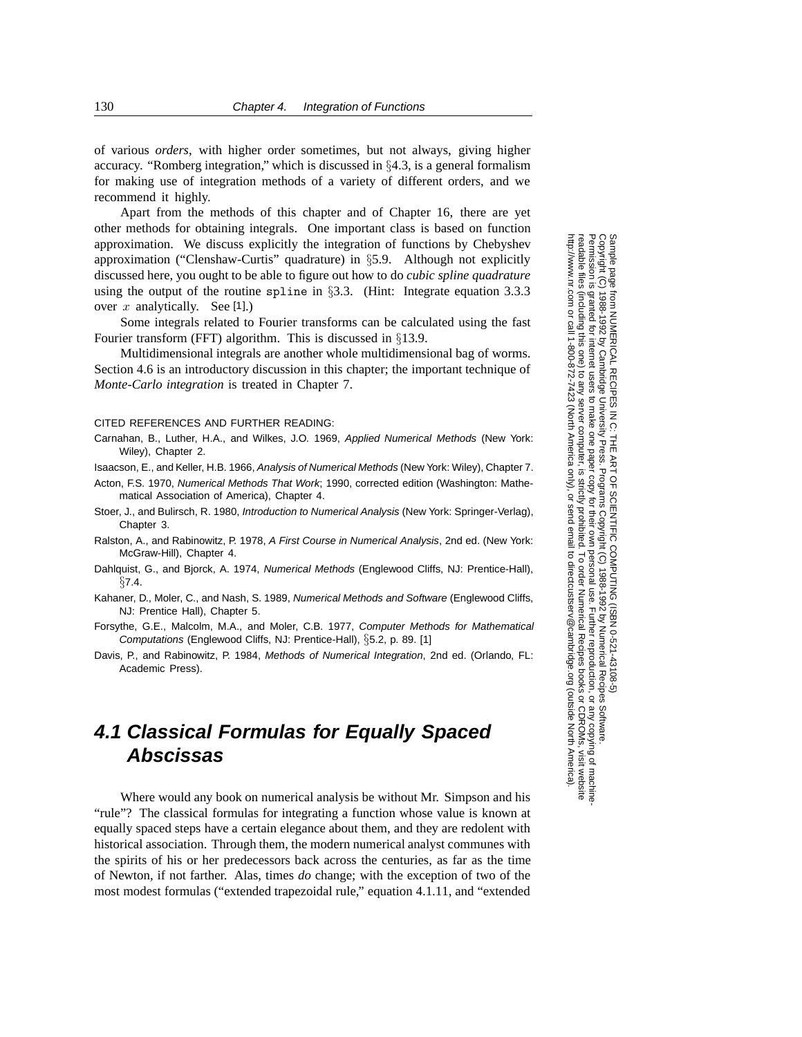of various *orders*, with higher order sometimes, but not always, giving higher accuracy. "Romberg integration," which is discussed in §4.3, is a general formalism for making use of integration methods of a variety of different orders, and we recommend it highly.

Apart from the methods of this chapter and of Chapter 16, there are yet other methods for obtaining integrals. One important class is based on function approximation. We discuss explicitly the integration of functions by Chebyshev approximation ("Clenshaw-Curtis" quadrature) in §5.9. Although not explicitly discussed here, you ought to be able to figure out how to do *cubic spline quadrature* using the output of the routine `spline` in §3.3. (Hint: Integrate equation 3.3.3 over $x$ analytically. See [1].)

Some integrals related to Fourier transforms can be calculated using the fast Fourier transform (FFT) algorithm. This is discussed in §13.9.

Multidimensional integrals are another whole multidimensional bag of worms. Section 4.6 is an introductory discussion in this chapter; the important technique of *Monte-Carlo integration* is treated in Chapter 7.

CITED REFERENCES AND FURTHER READING:

Carnahan, B., Luther, H.A., and Wilkes, J.O. 1969, *Applied Numerical Methods* (New York: Wiley), Chapter 2.

Isaacson, E., and Keller, H.B. 1966, *Analysis of Numerical Methods* (New York: Wiley), Chapter 7.

Acton, F.S. 1970, *Numerical Methods That Work*; 1990, corrected edition (Washington: Mathematical Association of America), Chapter 4.

Stoer, J., and Bulirsch, R. 1980, *Introduction to Numerical Analysis* (New York: Springer-Verlag), Chapter 3.

Ralston, A., and Rabinowitz, P. 1978, *A First Course in Numerical Analysis*, 2nd ed. (New York: McGraw-Hill), Chapter 4.

Dahlquist, G., and Bjorck, A. 1974, *Numerical Methods* (Englewood Cliffs, NJ: Prentice-Hall), §7.4.

Kahaner, D., Moler, C., and Nash, S. 1989, *Numerical Methods and Software* (Englewood Cliffs, NJ: Prentice Hall), Chapter 5.

Forsythe, G.E., Malcolm, M.A., and Moler, C.B. 1977, *Computer Methods for Mathematical Computations* (Englewood Cliffs, NJ: Prentice-Hall), §5.2, p. 89. [1]

Davis, P., and Rabinowitz, P. 1984, *Methods of Numerical Integration*, 2nd ed. (Orlando, FL: Academic Press).

## 4.1 Classical Formulas for Equally Spaced Abscissas

Where would any book on numerical analysis be without Mr. Simpson and his "rule"? The classical formulas for integrating a function whose value is known at equally spaced steps have a certain elegance about them, and they are redolent with historical association. Through them, the modern numerical analyst communes with the spirits of his or her predecessors back across the centuries, as far as the time of Newton, if not farther. Alas, times *do* change; with the exception of two of the most modest formulas ("extended trapezoidal rule," equation 4.1.11, and "extended